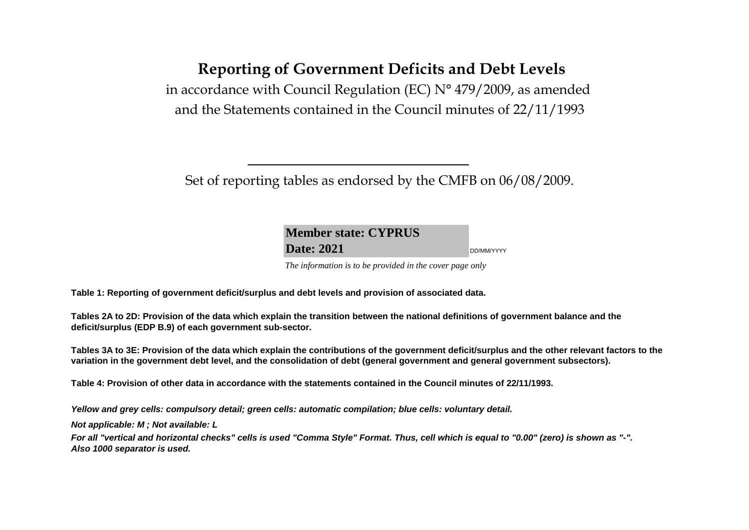# Reporting of Government Deficits and Debt Levels

in accordance with Council Regulation (EC) N° 479/2009, as amended
and the Statements contained in the Council minutes of 22/11/1993

---

Set of reporting tables as endorsed by the CMFB on 06/08/2009.

**Member state: CYPRUS**
**Date: 2021** DD/MM/YYYY

*The information is to be provided in the cover page only*

**Table 1: Reporting of government deficit/surplus and debt levels and provision of associated data.**

**Tables 2A to 2D: Provision of the data which explain the transition between the national definitions of government balance and the deficit/surplus (EDP B.9) of each government sub-sector.**

**Tables 3A to 3E: Provision of the data which explain the contributions of the government deficit/surplus and the other relevant factors to the variation in the government debt level, and the consolidation of debt (general government and general government subsectors).**

**Table 4: Provision of other data in accordance with the statements contained in the Council minutes of 22/11/1993.**

***Yellow and grey cells: compulsory detail; green cells: automatic compilation; blue cells: voluntary detail.***

***Not applicable: M ; Not available: L***

***For all "vertical and horizontal checks" cells is used "Comma Style" Format. Thus, cell which is equal to "0.00" (zero) is shown as "-". Also 1000 separator is used.***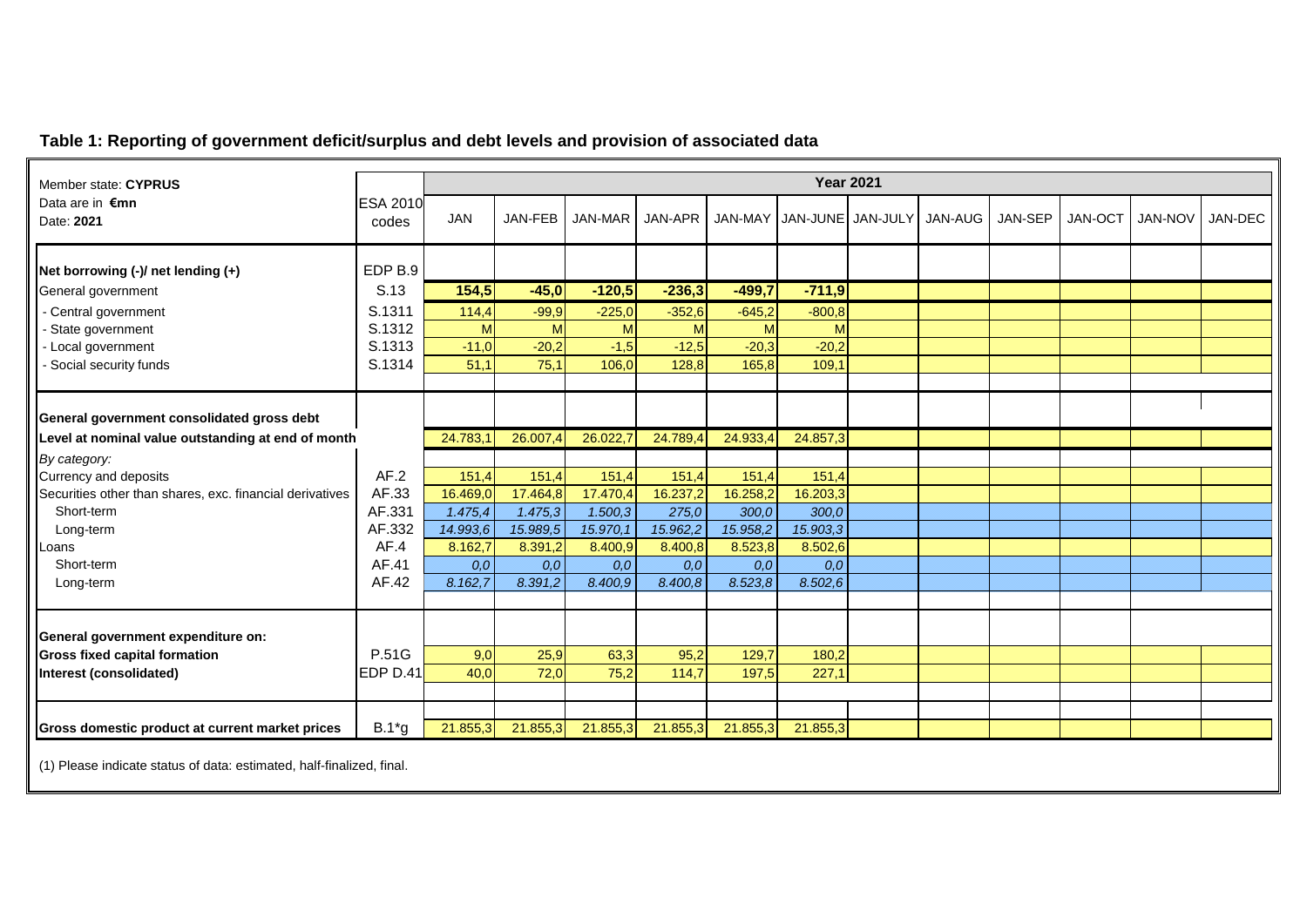## Table 1: Reporting of government deficit/surplus and debt levels and provision of associated data

| Member state: **CYPRUS**<br>Data are in **€mn**<br>Date: **2021** | ESA 2010 codes | **Year 2021** | | | | | | | | | | | |
|---|---|---|---|---|---|---|---|---|---|---|---|---|---|
| | | JAN | JAN-FEB | JAN-MAR | JAN-APR | JAN-MAY | JAN-JUNE | JAN-JULY | JAN-AUG | JAN-SEP | JAN-OCT | JAN-NOV | JAN-DEC |
| **Net borrowing (-)/ net lending (+)** | EDP B.9 | | | | | | | | | | | | |
| General government | S.13 | **154,5** | **-45,0** | **-120,5** | **-236,3** | **-499,7** | **-711,9** | | | | | | |
| - Central government | S.1311 | 114,4 | -99,9 | -225,0 | -352,6 | -645,2 | -800,8 | | | | | | |
| - State government | S.1312 | M | M | M | M | M | M | | | | | | |
| - Local government | S.1313 | -11,0 | -20,2 | -1,5 | -12,5 | -20,3 | -20,2 | | | | | | |
| - Social security funds | S.1314 | 51,1 | 75,1 | 106,0 | 128,8 | 165,8 | 109,1 | | | | | | |
| **General government consolidated gross debt** | | | | | | | | | | | | | |
| **Level at nominal value outstanding at end of month** | | 24.783,1 | 26.007,4 | 26.022,7 | 24.789,4 | 24.933,4 | 24.857,3 | | | | | | |
| *By category:* | | | | | | | | | | | | | |
| Currency and deposits | AF.2 | 151,4 | 151,4 | 151,4 | 151,4 | 151,4 | 151,4 | | | | | | |
| Securities other than shares, exc. financial derivatives | AF.33 | 16.469,0 | 17.464,8 | 17.470,4 | 16.237,2 | 16.258,2 | 16.203,3 | | | | | | |
| Short-term | AF.331 | *1.475,4* | *1.475,3* | *1.500,3* | *275,0* | *300,0* | *300,0* | | | | | | |
| Long-term | AF.332 | *14.993,6* | *15.989,5* | *15.970,1* | *15.962,2* | *15.958,2* | *15.903,3* | | | | | | |
| Loans | AF.4 | 8.162,7 | 8.391,2 | 8.400,9 | 8.400,8 | 8.523,8 | 8.502,6 | | | | | | |
| Short-term | AF.41 | *0,0* | *0,0* | *0,0* | *0,0* | *0,0* | *0,0* | | | | | | |
| Long-term | AF.42 | *8.162,7* | *8.391,2* | *8.400,9* | *8.400,8* | *8.523,8* | *8.502,6* | | | | | | |
| **General government expenditure on:** | | | | | | | | | | | | | |
| **Gross fixed capital formation** | P.51G | 9,0 | 25,9 | 63,3 | 95,2 | 129,7 | 180,2 | | | | | | |
| **Interest (consolidated)** | EDP D.41 | 40,0 | 72,0 | 75,2 | 114,7 | 197,5 | 227,1 | | | | | | |
| **Gross domestic product at current market prices** | B.1*g | 21.855,3 | 21.855,3 | 21.855,3 | 21.855,3 | 21.855,3 | 21.855,3 | | | | | | |

(1) Please indicate status of data: estimated, half-finalized, final.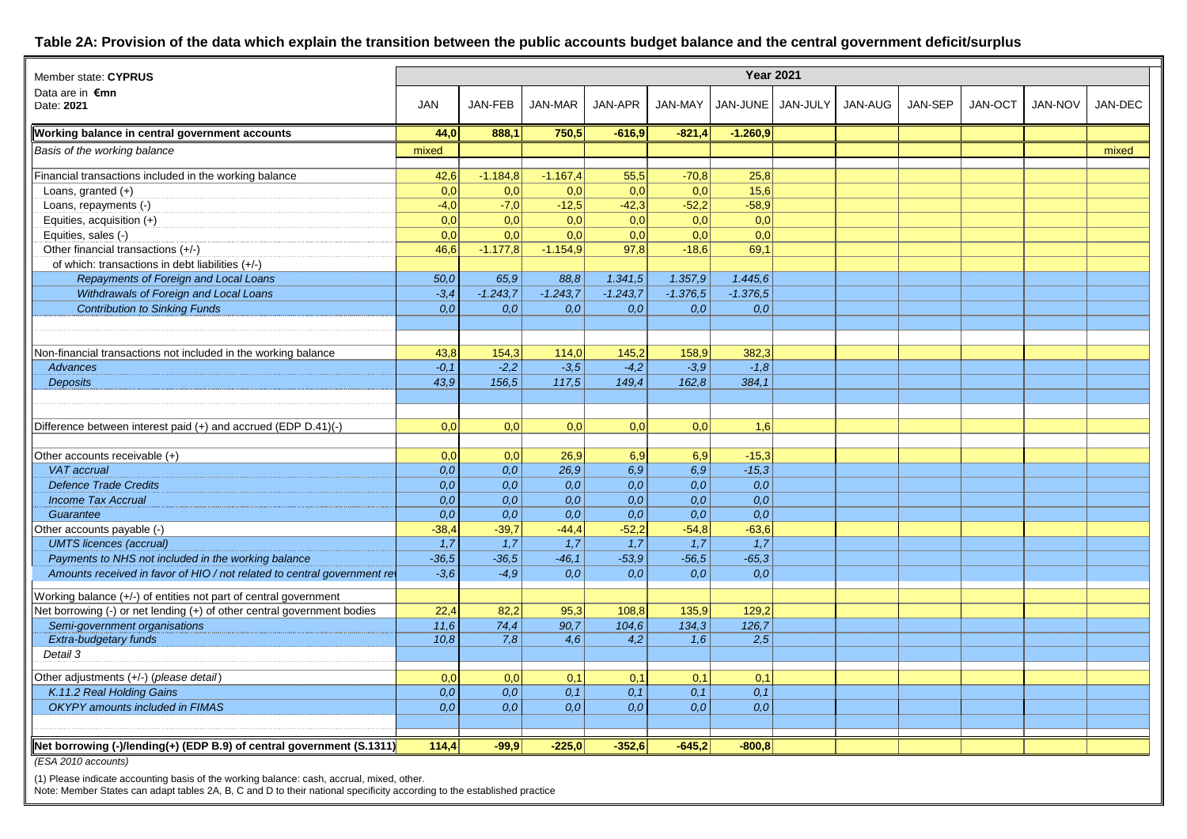**Table 2A: Provision of the data which explain the transition between the public accounts budget balance and the central government deficit/surplus**

| Member state: **CYPRUS**<br>Data are in **€mn**<br>Date: **2021** | Year 2021 | | | | | | | | | | | |
|---|---|---|---|---|---|---|---|---|---|---|---|---|
| | JAN | JAN-FEB | JAN-MAR | JAN-APR | JAN-MAY | JAN-JUNE | JAN-JULY | JAN-AUG | JAN-SEP | JAN-OCT | JAN-NOV | JAN-DEC |
| **Working balance in central government accounts** | **44,0** | **888,1** | **750,5** | **-616,9** | **-821,4** | **-1.260,9** | | | | | | |
| *Basis of the working balance* | mixed | | | | | | | | | | | mixed |
| Financial transactions included in the working balance | 42,6 | -1.184,8 | -1.167,4 | 55,5 | -70,8 | 25,8 | | | | | | |
| Loans, granted (+) | 0,0 | 0,0 | 0,0 | 0,0 | 0,0 | 15,6 | | | | | | |
| Loans, repayments (-) | -4,0 | -7,0 | -12,5 | -42,3 | -52,2 | -58,9 | | | | | | |
| Equities, acquisition (+) | 0,0 | 0,0 | 0,0 | 0,0 | 0,0 | 0,0 | | | | | | |
| Equities, sales (-) | 0,0 | 0,0 | 0,0 | 0,0 | 0,0 | 0,0 | | | | | | |
| Other financial transactions (+/-) | 46,6 | -1.177,8 | -1.154,9 | 97,8 | -18,6 | 69,1 | | | | | | |
| of which: transactions in debt liabilities (+/-) | | | | | | | | | | | | |
| *Repayments of Foreign and Local Loans* | *50,0* | *65,9* | *88,8* | *1.341,5* | *1.357,9* | *1.445,6* | | | | | | |
| *Withdrawals of Foreign and Local Loans* | *-3,4* | *-1.243,7* | *-1.243,7* | *-1.243,7* | *-1.376,5* | *-1.376,5* | | | | | | |
| *Contribution to Sinking Funds* | *0,0* | *0,0* | *0,0* | *0,0* | *0,0* | *0,0* | | | | | | |
| Non-financial transactions not included in the working balance | 43,8 | 154,3 | 114,0 | 145,2 | 158,9 | 382,3 | | | | | | |
| *Advances* | *-0,1* | *-2,2* | *-3,5* | *-4,2* | *-3,9* | *-1,8* | | | | | | |
| *Deposits* | *43,9* | *156,5* | *117,5* | *149,4* | *162,8* | *384,1* | | | | | | |
| Difference between interest paid (+) and accrued (EDP D.41)(-) | 0,0 | 0,0 | 0,0 | 0,0 | 0,0 | 1,6 | | | | | | |
| Other accounts receivable (+) | 0,0 | 0,0 | 26,9 | 6,9 | 6,9 | -15,3 | | | | | | |
| *VAT accrual* | *0,0* | *0,0* | *26,9* | *6,9* | *6,9* | *-15,3* | | | | | | |
| *Defence Trade Credits* | *0,0* | *0,0* | *0,0* | *0,0* | *0,0* | *0,0* | | | | | | |
| *Income Tax Accrual* | *0,0* | *0,0* | *0,0* | *0,0* | *0,0* | *0,0* | | | | | | |
| *Guarantee* | *0,0* | *0,0* | *0,0* | *0,0* | *0,0* | *0,0* | | | | | | |
| Other accounts payable (-) | -38,4 | -39,7 | -44,4 | -52,2 | -54,8 | -63,6 | | | | | | |
| *UMTS licences (accrual)* | *1,7* | *1,7* | *1,7* | *1,7* | *1,7* | *1,7* | | | | | | |
| *Payments to NHS not included in the working balance* | *-36,5* | *-36,5* | *-46,1* | *-53,9* | *-56,5* | *-65,3* | | | | | | |
| *Amounts received in favor of HIO / not related to central government re* | *-3,6* | *-4,9* | *0,0* | *0,0* | *0,0* | *0,0* | | | | | | |
| Working balance (+/-) of entities not part of central government | | | | | | | | | | | | |
| Net borrowing (-) or net lending (+) of other central government bodies | 22,4 | 82,2 | 95,3 | 108,8 | 135,9 | 129,2 | | | | | | |
| *Semi-government organisations* | *11,6* | *74,4* | *90,7* | *104,6* | *134,3* | *126,7* | | | | | | |
| *Extra-budgetary funds* | *10,8* | *7,8* | *4,6* | *4,2* | *1,6* | *2,5* | | | | | | |
| *Detail 3* | | | | | | | | | | | | |
| Other adjustments (+/-) (*please detail*) | 0,0 | 0,0 | 0,1 | 0,1 | 0,1 | 0,1 | | | | | | |
| *K.11.2 Real Holding Gains* | *0,0* | *0,0* | *0,1* | *0,1* | *0,1* | *0,1* | | | | | | |
| *OKYPY amounts included in FIMAS* | *0,0* | *0,0* | *0,0* | *0,0* | *0,0* | *0,0* | | | | | | |
| **Net borrowing (-)/lending(+) (EDP B.9) of central government (S.1311)** | **114,4** | **-99,9** | **-225,0** | **-352,6** | **-645,2** | **-800,8** | | | | | | |

*(ESA 2010 accounts)*

(1) Please indicate accounting basis of the working balance: cash, accrual, mixed, other.

Note: Member States can adapt tables 2A, B, C and D to their national specificity according to the established practice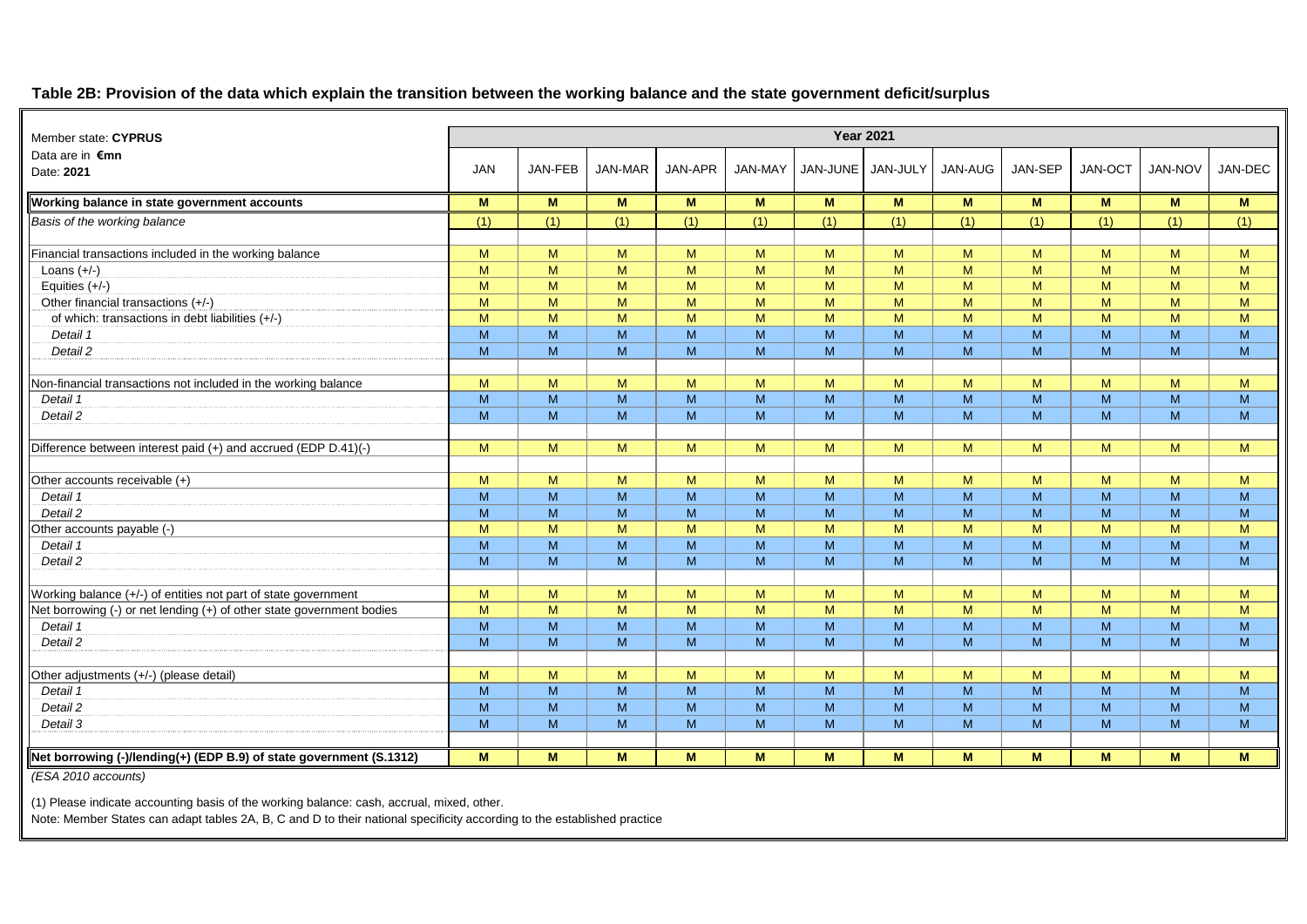## Table 2B: Provision of the data which explain the transition between the working balance and the state government deficit/surplus

| Member state: **CYPRUS**<br>Data are in **€mn**<br>Date: **2021** | Year 2021 | | | | | | | | | | | |
|---|---|---|---|---|---|---|---|---|---|---|---|---|
| | JAN | JAN-FEB | JAN-MAR | JAN-APR | JAN-MAY | JAN-JUNE | JAN-JULY | JAN-AUG | JAN-SEP | JAN-OCT | JAN-NOV | JAN-DEC |
| **Working balance in state government accounts** | **M** | **M** | **M** | **M** | **M** | **M** | **M** | **M** | **M** | **M** | **M** | **M** |
| *Basis of the working balance* | (1) | (1) | (1) | (1) | (1) | (1) | (1) | (1) | (1) | (1) | (1) | (1) |
| | | | | | | | | | | | | |
| Financial transactions included in the working balance | M | M | M | M | M | M | M | M | M | M | M | M |
| Loans (+/-) | M | M | M | M | M | M | M | M | M | M | M | M |
| Equities (+/-) | M | M | M | M | M | M | M | M | M | M | M | M |
| Other financial transactions (+/-) | M | M | M | M | M | M | M | M | M | M | M | M |
| of which: transactions in debt liabilities (+/-) | M | M | M | M | M | M | M | M | M | M | M | M |
| *Detail 1* | M | M | M | M | M | M | M | M | M | M | M | M |
| *Detail 2* | M | M | M | M | M | M | M | M | M | M | M | M |
| | | | | | | | | | | | | |
| Non-financial transactions not included in the working balance | M | M | M | M | M | M | M | M | M | M | M | M |
| *Detail 1* | M | M | M | M | M | M | M | M | M | M | M | M |
| *Detail 2* | M | M | M | M | M | M | M | M | M | M | M | M |
| | | | | | | | | | | | | |
| Difference between interest paid (+) and accrued (EDP D.41)(-) | M | M | M | M | M | M | M | M | M | M | M | M |
| | | | | | | | | | | | | |
| Other accounts receivable (+) | M | M | M | M | M | M | M | M | M | M | M | M |
| *Detail 1* | M | M | M | M | M | M | M | M | M | M | M | M |
| *Detail 2* | M | M | M | M | M | M | M | M | M | M | M | M |
| Other accounts payable (-) | M | M | M | M | M | M | M | M | M | M | M | M |
| *Detail 1* | M | M | M | M | M | M | M | M | M | M | M | M |
| *Detail 2* | M | M | M | M | M | M | M | M | M | M | M | M |
| | | | | | | | | | | | | |
| Working balance (+/-) of entities not part of state government | M | M | M | M | M | M | M | M | M | M | M | M |
| Net borrowing (-) or net lending (+) of other state government bodies | M | M | M | M | M | M | M | M | M | M | M | M |
| *Detail 1* | M | M | M | M | M | M | M | M | M | M | M | M |
| *Detail 2* | M | M | M | M | M | M | M | M | M | M | M | M |
| | | | | | | | | | | | | |
| Other adjustments (+/-) (please detail) | M | M | M | M | M | M | M | M | M | M | M | M |
| *Detail 1* | M | M | M | M | M | M | M | M | M | M | M | M |
| *Detail 2* | M | M | M | M | M | M | M | M | M | M | M | M |
| *Detail 3* | M | M | M | M | M | M | M | M | M | M | M | M |
| | | | | | | | | | | | | |
| **Net borrowing (-)/lending(+) (EDP B.9) of state government (S.1312)** | **M** | **M** | **M** | **M** | **M** | **M** | **M** | **M** | **M** | **M** | **M** | **M** |

*(ESA 2010 accounts)*

(1) Please indicate accounting basis of the working balance: cash, accrual, mixed, other.

Note: Member States can adapt tables 2A, B, C and D to their national specificity according to the established practice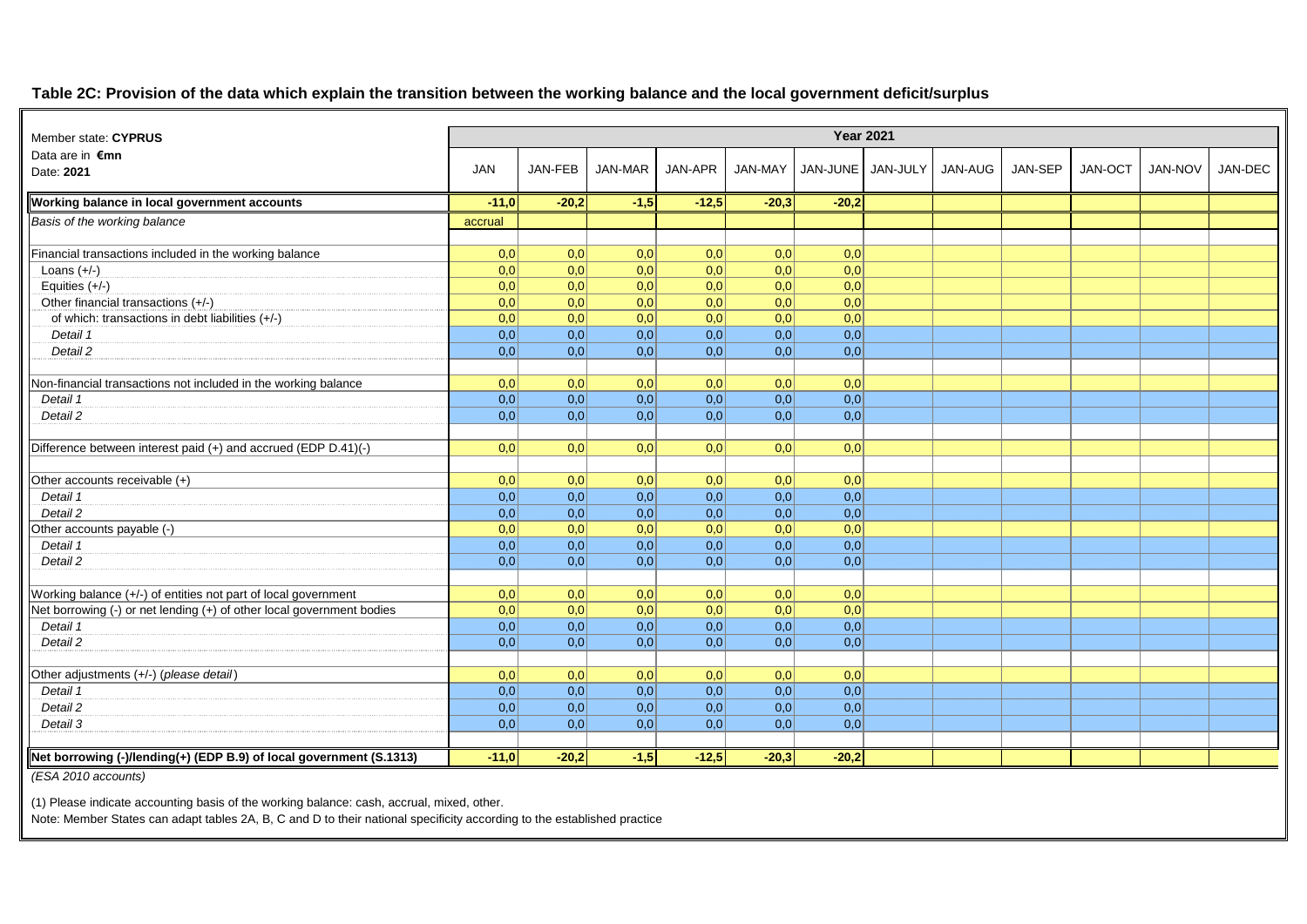## Table 2C: Provision of the data which explain the transition between the working balance and the local government deficit/surplus

| Member state: **CYPRUS**<br>Data are in **€mn**<br>Date: **2021** | **Year 2021** | | | | | | | | | | | |
|---|---|---|---|---|---|---|---|---|---|---|---|---|
| | JAN | JAN-FEB | JAN-MAR | JAN-APR | JAN-MAY | JAN-JUNE | JAN-JULY | JAN-AUG | JAN-SEP | JAN-OCT | JAN-NOV | JAN-DEC |
| **Working balance in local government accounts** | **-11,0** | **-20,2** | **-1,5** | **-12,5** | **-20,3** | **-20,2** | | | | | | |
| *Basis of the working balance* | accrual | | | | | | | | | | | |
| | | | | | | | | | | | | |
| Financial transactions included in the working balance | 0,0 | 0,0 | 0,0 | 0,0 | 0,0 | 0,0 | | | | | | |
| Loans (+/-) | 0,0 | 0,0 | 0,0 | 0,0 | 0,0 | 0,0 | | | | | | |
| Equities (+/-) | 0,0 | 0,0 | 0,0 | 0,0 | 0,0 | 0,0 | | | | | | |
| Other financial transactions (+/-) | 0,0 | 0,0 | 0,0 | 0,0 | 0,0 | 0,0 | | | | | | |
| of which: transactions in debt liabilities (+/-) | 0,0 | 0,0 | 0,0 | 0,0 | 0,0 | 0,0 | | | | | | |
| *Detail 1* | 0,0 | 0,0 | 0,0 | 0,0 | 0,0 | 0,0 | | | | | | |
| *Detail 2* | 0,0 | 0,0 | 0,0 | 0,0 | 0,0 | 0,0 | | | | | | |
| | | | | | | | | | | | | |
| Non-financial transactions not included in the working balance | 0,0 | 0,0 | 0,0 | 0,0 | 0,0 | 0,0 | | | | | | |
| *Detail 1* | 0,0 | 0,0 | 0,0 | 0,0 | 0,0 | 0,0 | | | | | | |
| *Detail 2* | 0,0 | 0,0 | 0,0 | 0,0 | 0,0 | 0,0 | | | | | | |
| | | | | | | | | | | | | |
| Difference between interest paid (+) and accrued (EDP D.41)(-) | 0,0 | 0,0 | 0,0 | 0,0 | 0,0 | 0,0 | | | | | | |
| | | | | | | | | | | | | |
| Other accounts receivable (+) | 0,0 | 0,0 | 0,0 | 0,0 | 0,0 | 0,0 | | | | | | |
| *Detail 1* | 0,0 | 0,0 | 0,0 | 0,0 | 0,0 | 0,0 | | | | | | |
| *Detail 2* | 0,0 | 0,0 | 0,0 | 0,0 | 0,0 | 0,0 | | | | | | |
| Other accounts payable (-) | 0,0 | 0,0 | 0,0 | 0,0 | 0,0 | 0,0 | | | | | | |
| *Detail 1* | 0,0 | 0,0 | 0,0 | 0,0 | 0,0 | 0,0 | | | | | | |
| *Detail 2* | 0,0 | 0,0 | 0,0 | 0,0 | 0,0 | 0,0 | | | | | | |
| | | | | | | | | | | | | |
| Working balance (+/-) of entities not part of local government | 0,0 | 0,0 | 0,0 | 0,0 | 0,0 | 0,0 | | | | | | |
| Net borrowing (-) or net lending (+) of other local government bodies | 0,0 | 0,0 | 0,0 | 0,0 | 0,0 | 0,0 | | | | | | |
| *Detail 1* | 0,0 | 0,0 | 0,0 | 0,0 | 0,0 | 0,0 | | | | | | |
| *Detail 2* | 0,0 | 0,0 | 0,0 | 0,0 | 0,0 | 0,0 | | | | | | |
| | | | | | | | | | | | | |
| Other adjustments (+/-) (*please detail*) | 0,0 | 0,0 | 0,0 | 0,0 | 0,0 | 0,0 | | | | | | |
| *Detail 1* | 0,0 | 0,0 | 0,0 | 0,0 | 0,0 | 0,0 | | | | | | |
| *Detail 2* | 0,0 | 0,0 | 0,0 | 0,0 | 0,0 | 0,0 | | | | | | |
| *Detail 3* | 0,0 | 0,0 | 0,0 | 0,0 | 0,0 | 0,0 | | | | | | |
| | | | | | | | | | | | | |
| **Net borrowing (-)/lending(+) (EDP B.9) of local government (S.1313)** | **-11,0** | **-20,2** | **-1,5** | **-12,5** | **-20,3** | **-20,2** | | | | | | |

*(ESA 2010 accounts)*

(1) Please indicate accounting basis of the working balance: cash, accrual, mixed, other.

Note: Member States can adapt tables 2A, B, C and D to their national specificity according to the established practice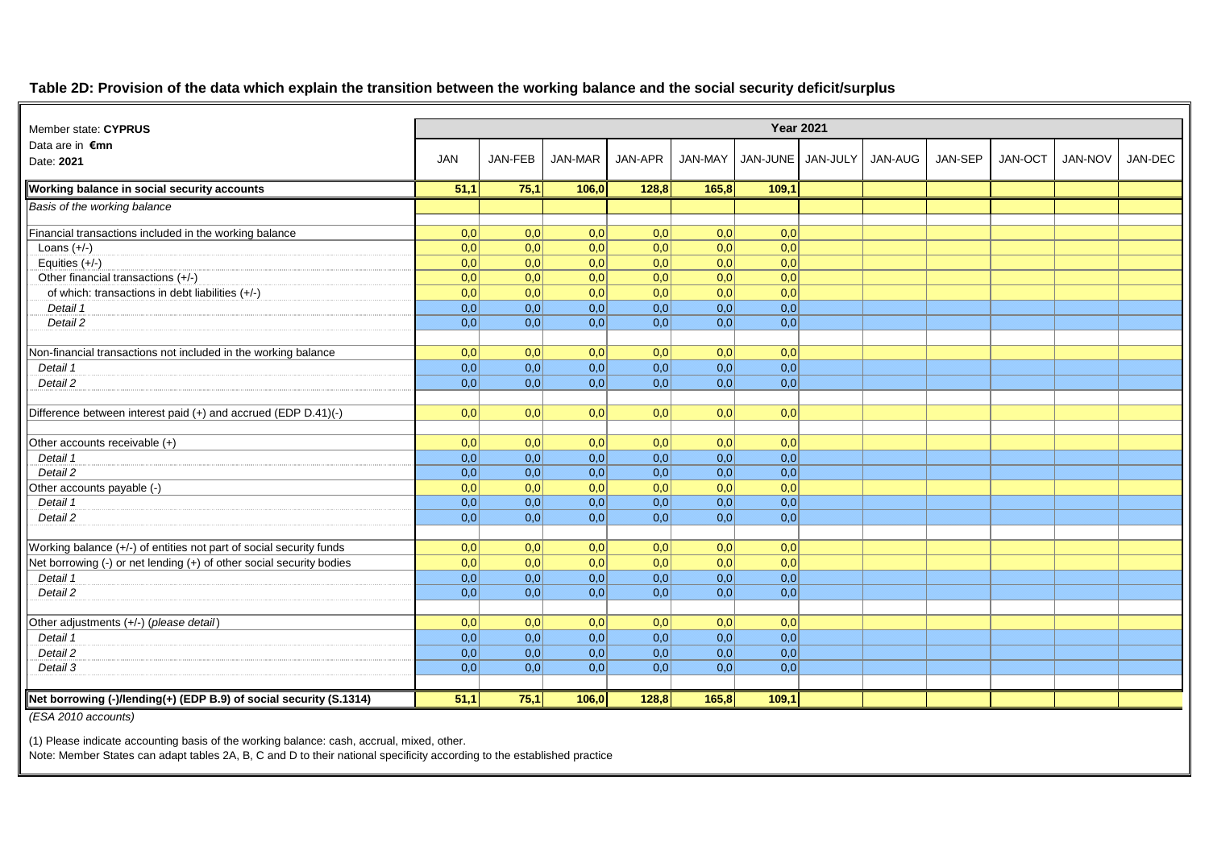## Table 2D: Provision of the data which explain the transition between the working balance and the social security deficit/surplus

| Member state: **CYPRUS**<br>Data are in **€mn**<br>Date: **2021** | Year 2021 | | | | | | | | | | | |
|---|---|---|---|---|---|---|---|---|---|---|---|---|
| | JAN | JAN-FEB | JAN-MAR | JAN-APR | JAN-MAY | JAN-JUNE | JAN-JULY | JAN-AUG | JAN-SEP | JAN-OCT | JAN-NOV | JAN-DEC |
| **Working balance in social security accounts** | **51,1** | **75,1** | **106,0** | **128,8** | **165,8** | **109,1** | | | | | | |
| *Basis of the working balance* | | | | | | | | | | | | |
| | | | | | | | | | | | | |
| Financial transactions included in the working balance | 0,0 | 0,0 | 0,0 | 0,0 | 0,0 | 0,0 | | | | | | |
| Loans (+/-) | 0,0 | 0,0 | 0,0 | 0,0 | 0,0 | 0,0 | | | | | | |
| Equities (+/-) | 0,0 | 0,0 | 0,0 | 0,0 | 0,0 | 0,0 | | | | | | |
| Other financial transactions (+/-) | 0,0 | 0,0 | 0,0 | 0,0 | 0,0 | 0,0 | | | | | | |
| of which: transactions in debt liabilities (+/-) | 0,0 | 0,0 | 0,0 | 0,0 | 0,0 | 0,0 | | | | | | |
| *Detail 1* | 0,0 | 0,0 | 0,0 | 0,0 | 0,0 | 0,0 | | | | | | |
| *Detail 2* | 0,0 | 0,0 | 0,0 | 0,0 | 0,0 | 0,0 | | | | | | |
| | | | | | | | | | | | | |
| Non-financial transactions not included in the working balance | 0,0 | 0,0 | 0,0 | 0,0 | 0,0 | 0,0 | | | | | | |
| *Detail 1* | 0,0 | 0,0 | 0,0 | 0,0 | 0,0 | 0,0 | | | | | | |
| *Detail 2* | 0,0 | 0,0 | 0,0 | 0,0 | 0,0 | 0,0 | | | | | | |
| | | | | | | | | | | | | |
| Difference between interest paid (+) and accrued (EDP D.41)(-) | 0,0 | 0,0 | 0,0 | 0,0 | 0,0 | 0,0 | | | | | | |
| | | | | | | | | | | | | |
| Other accounts receivable (+) | 0,0 | 0,0 | 0,0 | 0,0 | 0,0 | 0,0 | | | | | | |
| *Detail 1* | 0,0 | 0,0 | 0,0 | 0,0 | 0,0 | 0,0 | | | | | | |
| *Detail 2* | 0,0 | 0,0 | 0,0 | 0,0 | 0,0 | 0,0 | | | | | | |
| Other accounts payable (-) | 0,0 | 0,0 | 0,0 | 0,0 | 0,0 | 0,0 | | | | | | |
| *Detail 1* | 0,0 | 0,0 | 0,0 | 0,0 | 0,0 | 0,0 | | | | | | |
| *Detail 2* | 0,0 | 0,0 | 0,0 | 0,0 | 0,0 | 0,0 | | | | | | |
| | | | | | | | | | | | | |
| Working balance (+/-) of entities not part of social security funds | 0,0 | 0,0 | 0,0 | 0,0 | 0,0 | 0,0 | | | | | | |
| Net borrowing (-) or net lending (+) of other social security bodies | 0,0 | 0,0 | 0,0 | 0,0 | 0,0 | 0,0 | | | | | | |
| *Detail 1* | 0,0 | 0,0 | 0,0 | 0,0 | 0,0 | 0,0 | | | | | | |
| *Detail 2* | 0,0 | 0,0 | 0,0 | 0,0 | 0,0 | 0,0 | | | | | | |
| | | | | | | | | | | | | |
| Other adjustments (+/-) (*please detail*) | 0,0 | 0,0 | 0,0 | 0,0 | 0,0 | 0,0 | | | | | | |
| *Detail 1* | 0,0 | 0,0 | 0,0 | 0,0 | 0,0 | 0,0 | | | | | | |
| *Detail 2* | 0,0 | 0,0 | 0,0 | 0,0 | 0,0 | 0,0 | | | | | | |
| *Detail 3* | 0,0 | 0,0 | 0,0 | 0,0 | 0,0 | 0,0 | | | | | | |
| | | | | | | | | | | | | |
| **Net borrowing (-)/lending(+) (EDP B.9) of social security (S.1314)** | **51,1** | **75,1** | **106,0** | **128,8** | **165,8** | **109,1** | | | | | | |

*(ESA 2010 accounts)*

(1) Please indicate accounting basis of the working balance: cash, accrual, mixed, other.

Note: Member States can adapt tables 2A, B, C and D to their national specificity according to the established practice